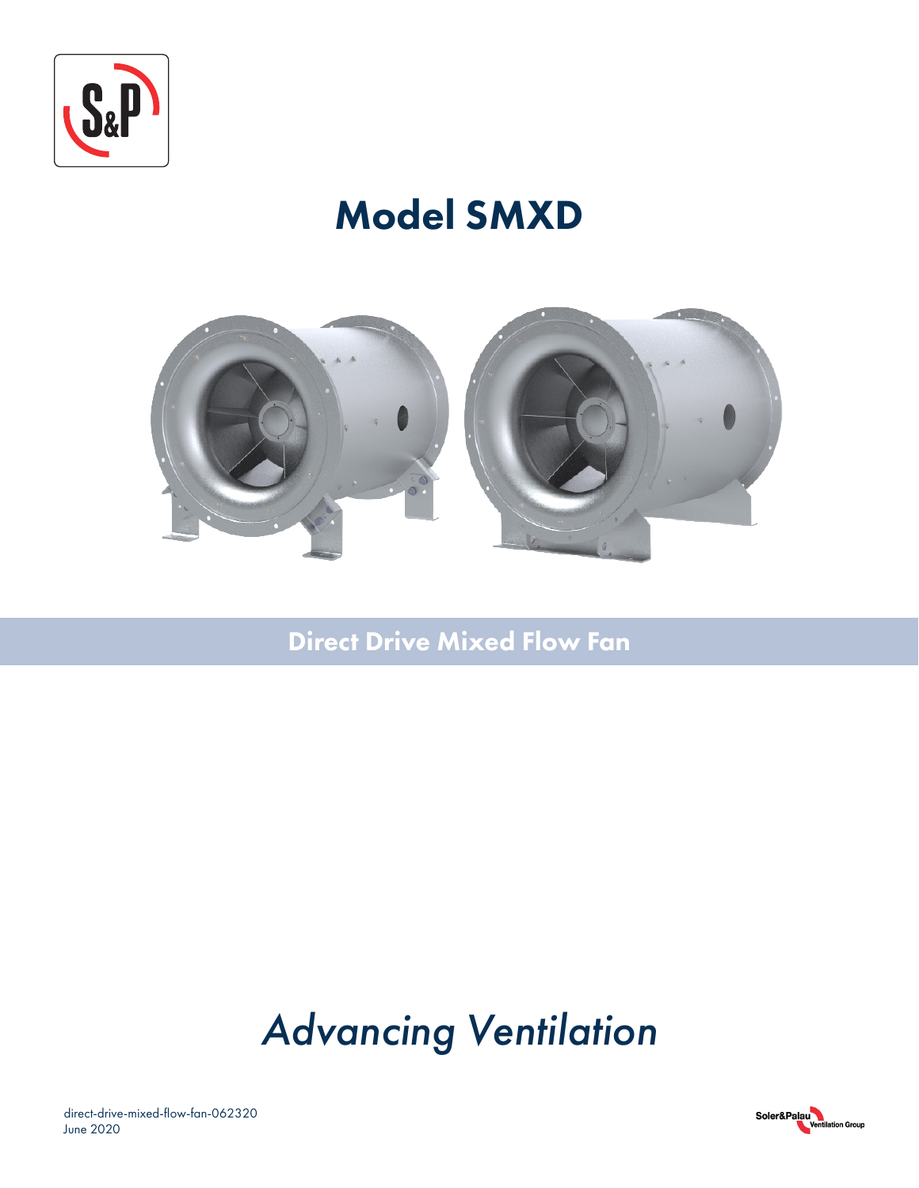# Model SMXD

## Direct Drive Mixed Flow Fan

*Advancing Ventilation*

direct-drive-mixed-flow-fan-062320
June 2020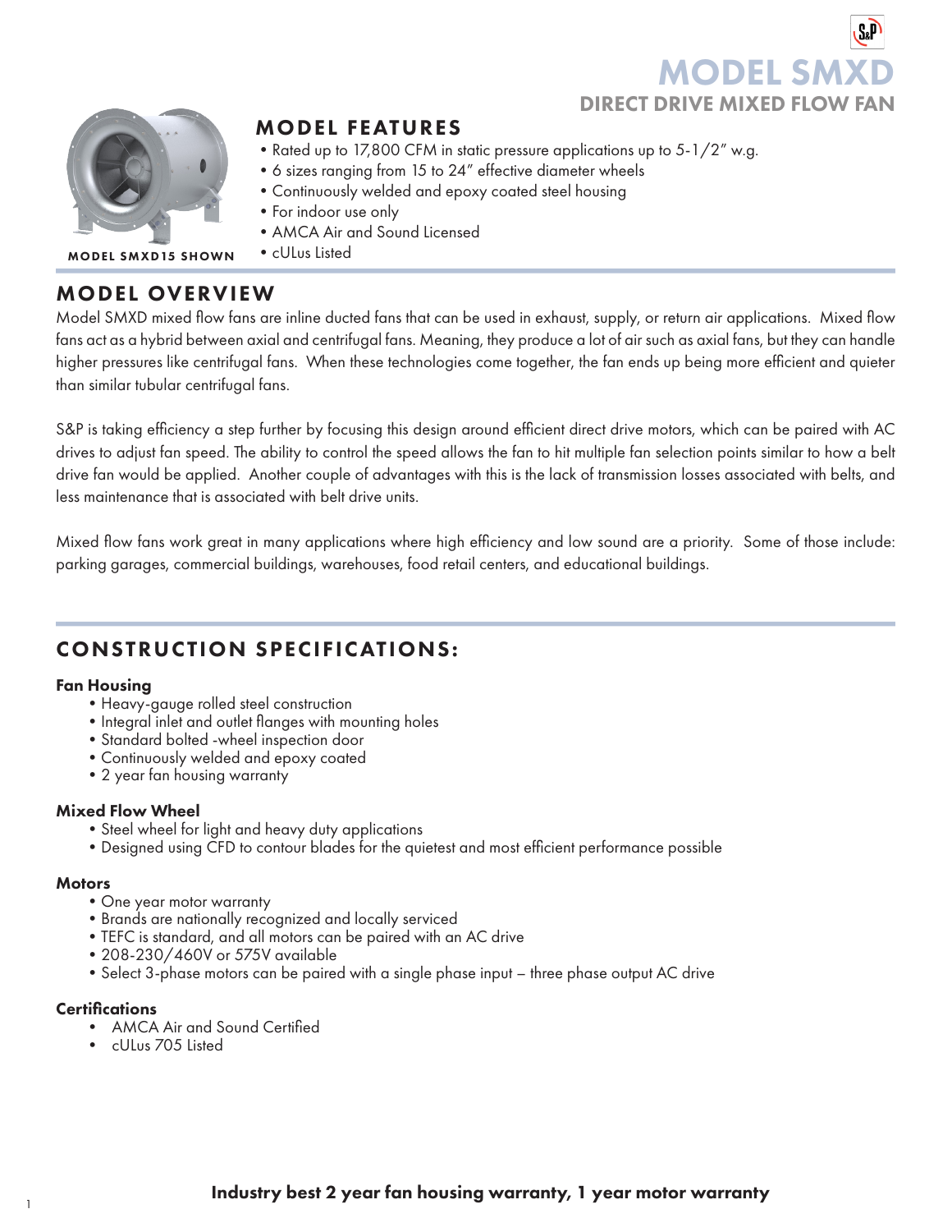# MODEL SMXD

## DIRECT DRIVE MIXED FLOW FAN

MODEL SMXD15 SHOWN

## MODEL FEATURES

- Rated up to 17,800 CFM in static pressure applications up to 5-1/2" w.g.
- 6 sizes ranging from 15 to 24" effective diameter wheels
- Continuously welded and epoxy coated steel housing
- For indoor use only
- AMCA Air and Sound Licensed
- cULus Listed

## MODEL OVERVIEW

Model SMXD mixed flow fans are inline ducted fans that can be used in exhaust, supply, or return air applications. Mixed flow fans act as a hybrid between axial and centrifugal fans. Meaning, they produce a lot of air such as axial fans, but they can handle higher pressures like centrifugal fans. When these technologies come together, the fan ends up being more efficient and quieter than similar tubular centrifugal fans.

S&P is taking efficiency a step further by focusing this design around efficient direct drive motors, which can be paired with AC drives to adjust fan speed. The ability to control the speed allows the fan to hit multiple fan selection points similar to how a belt drive fan would be applied. Another couple of advantages with this is the lack of transmission losses associated with belts, and less maintenance that is associated with belt drive units.

Mixed flow fans work great in many applications where high efficiency and low sound are a priority. Some of those include: parking garages, commercial buildings, warehouses, food retail centers, and educational buildings.

## CONSTRUCTION SPECIFICATIONS:

### Fan Housing

- Heavy-gauge rolled steel construction
- Integral inlet and outlet flanges with mounting holes
- Standard bolted -wheel inspection door
- Continuously welded and epoxy coated
- 2 year fan housing warranty

### Mixed Flow Wheel

- Steel wheel for light and heavy duty applications
- Designed using CFD to contour blades for the quietest and most efficient performance possible

### Motors

- One year motor warranty
- Brands are nationally recognized and locally serviced
- TEFC is standard, and all motors can be paired with an AC drive
- 208-230/460V or 575V available
- Select 3-phase motors can be paired with a single phase input – three phase output AC drive

### Certifications

- AMCA Air and Sound Certified
- cULus 705 Listed

**Industry best 2 year fan housing warranty, 1 year motor warranty**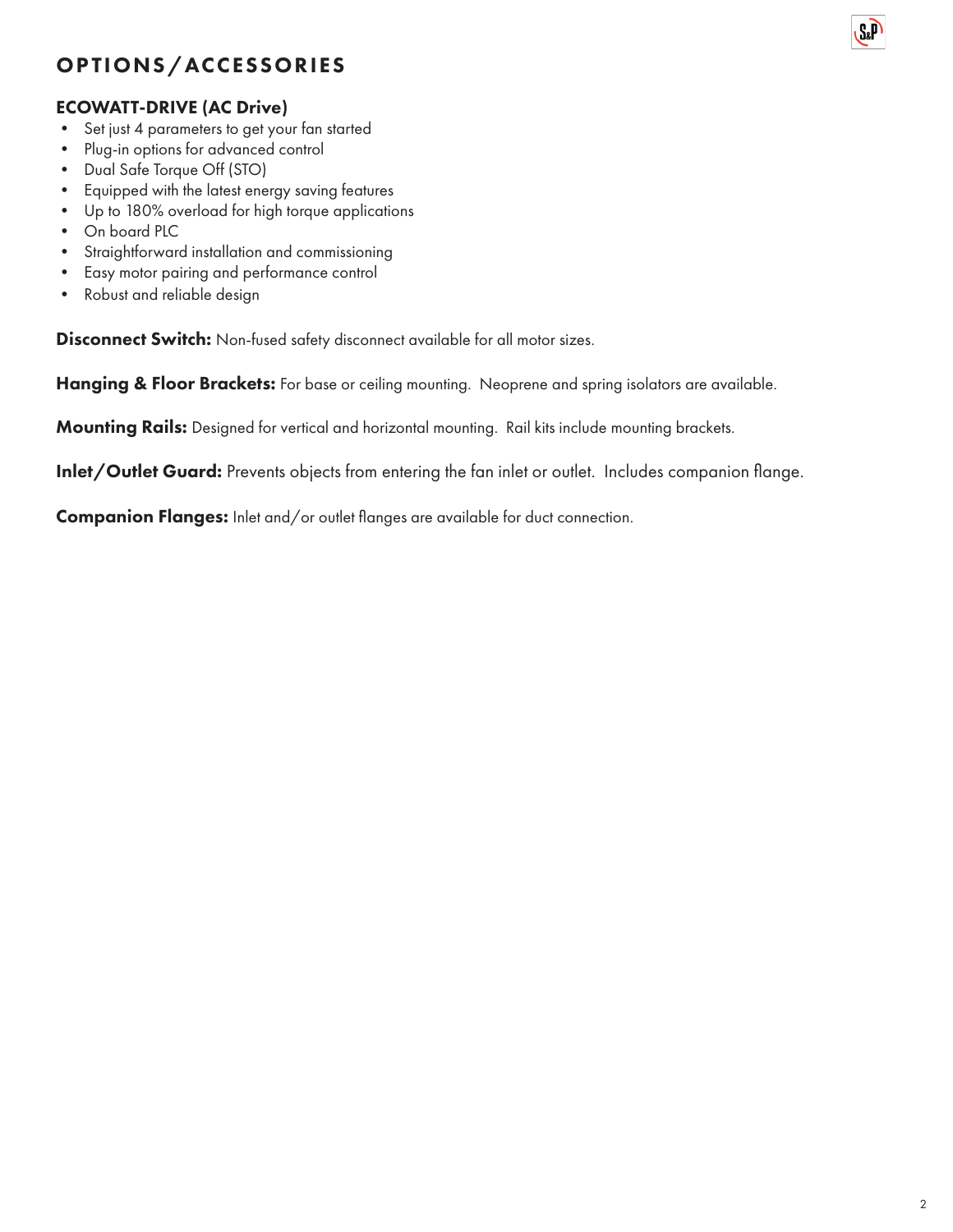# OPTIONS/ACCESSORIES

## ECOWATT-DRIVE (AC Drive)

- Set just 4 parameters to get your fan started
- Plug-in options for advanced control
- Dual Safe Torque Off (STO)
- Equipped with the latest energy saving features
- Up to 180% overload for high torque applications
- On board PLC
- Straightforward installation and commissioning
- Easy motor pairing and performance control
- Robust and reliable design

**Disconnect Switch:** Non-fused safety disconnect available for all motor sizes.

**Hanging & Floor Brackets:** For base or ceiling mounting. Neoprene and spring isolators are available.

**Mounting Rails:** Designed for vertical and horizontal mounting. Rail kits include mounting brackets.

**Inlet/Outlet Guard:** Prevents objects from entering the fan inlet or outlet. Includes companion flange.

**Companion Flanges:** Inlet and/or outlet flanges are available for duct connection.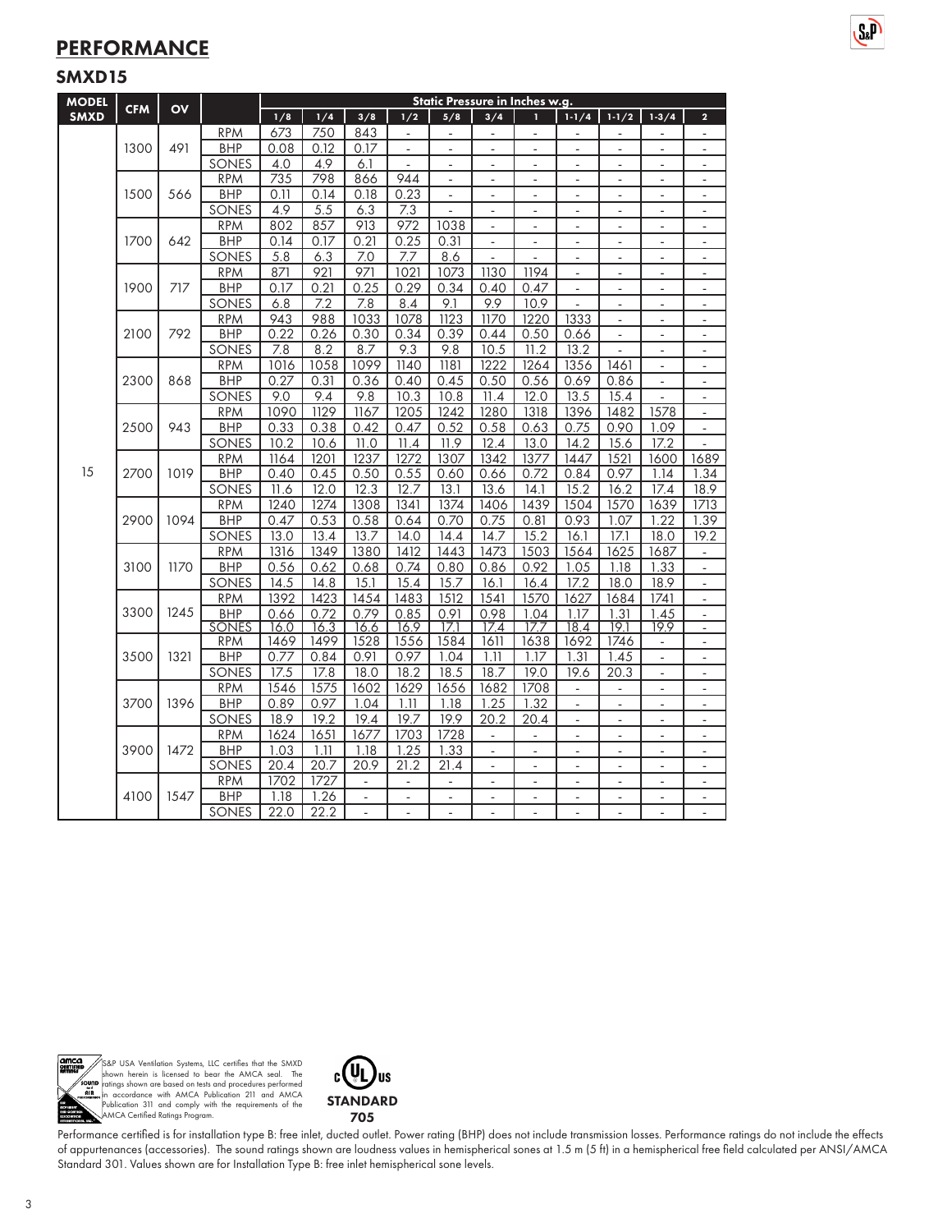# PERFORMANCE

## SMXD15

| MODEL SMXD | CFM | OV | | Static Pressure in Inches w.g. | | | | | | | | | | |
|---|---|---|---|---|---|---|---|---|---|---|---|---|---|---|
| | | | | 1/8 | 1/4 | 3/8 | 1/2 | 5/8 | 3/4 | 1 | 1-1/4 | 1-1/2 | 1-3/4 | 2 |
| 15 | 1300 | 491 | RPM | 673 | 750 | 843 | - | - | - | - | - | - | - | - |
| | | | BHP | 0.08 | 0.12 | 0.17 | - | - | - | - | - | - | - | - |
| | | | SONES | 4.0 | 4.9 | 6.1 | - | - | - | - | - | - | - | - |
| | 1500 | 566 | RPM | 735 | 798 | 866 | 944 | - | - | - | - | - | - | - |
| | | | BHP | 0.11 | 0.14 | 0.18 | 0.23 | - | - | - | - | - | - | - |
| | | | SONES | 4.9 | 5.5 | 6.3 | 7.3 | - | - | - | - | - | - | - |
| | 1700 | 642 | RPM | 802 | 857 | 913 | 972 | 1038 | - | - | - | - | - | - |
| | | | BHP | 0.14 | 0.17 | 0.21 | 0.25 | 0.31 | - | - | - | - | - | - |
| | | | SONES | 5.8 | 6.3 | 7.0 | 7.7 | 8.6 | - | - | - | - | - | - |
| | 1900 | 717 | RPM | 871 | 921 | 971 | 1021 | 1073 | 1130 | 1194 | - | - | - | - |
| | | | BHP | 0.17 | 0.21 | 0.25 | 0.29 | 0.34 | 0.40 | 0.47 | - | - | - | - |
| | | | SONES | 6.8 | 7.2 | 7.8 | 8.4 | 9.1 | 9.9 | 10.9 | - | - | - | - |
| | 2100 | 792 | RPM | 943 | 988 | 1033 | 1078 | 1123 | 1170 | 1220 | 1333 | - | - | - |
| | | | BHP | 0.22 | 0.26 | 0.30 | 0.34 | 0.39 | 0.44 | 0.50 | 0.66 | - | - | - |
| | | | SONES | 7.8 | 8.2 | 8.7 | 9.3 | 9.8 | 10.5 | 11.2 | 13.2 | - | - | - |
| | 2300 | 868 | RPM | 1016 | 1058 | 1099 | 1140 | 1181 | 1222 | 1264 | 1356 | 1461 | - | - |
| | | | BHP | 0.27 | 0.31 | 0.36 | 0.40 | 0.45 | 0.50 | 0.56 | 0.69 | 0.86 | - | - |
| | | | SONES | 9.0 | 9.4 | 9.8 | 10.3 | 10.8 | 11.4 | 12.0 | 13.5 | 15.4 | - | - |
| | 2500 | 943 | RPM | 1090 | 1129 | 1167 | 1205 | 1242 | 1280 | 1318 | 1396 | 1482 | 1578 | - |
| | | | BHP | 0.33 | 0.38 | 0.42 | 0.47 | 0.52 | 0.58 | 0.63 | 0.75 | 0.90 | 1.09 | - |
| | | | SONES | 10.2 | 10.6 | 11.0 | 11.4 | 11.9 | 12.4 | 13.0 | 14.2 | 15.6 | 17.2 | - |
| | 2700 | 1019 | RPM | 1164 | 1201 | 1237 | 1272 | 1307 | 1342 | 1377 | 1447 | 1521 | 1600 | 1689 |
| | | | BHP | 0.40 | 0.45 | 0.50 | 0.55 | 0.60 | 0.66 | 0.72 | 0.84 | 0.97 | 1.14 | 1.34 |
| | | | SONES | 11.6 | 12.0 | 12.3 | 12.7 | 13.1 | 13.6 | 14.1 | 15.2 | 16.2 | 17.4 | 18.9 |
| | 2900 | 1094 | RPM | 1240 | 1274 | 1308 | 1341 | 1374 | 1406 | 1439 | 1504 | 1570 | 1639 | 1713 |
| | | | BHP | 0.47 | 0.53 | 0.58 | 0.64 | 0.70 | 0.75 | 0.81 | 0.93 | 1.07 | 1.22 | 1.39 |
| | | | SONES | 13.0 | 13.4 | 13.7 | 14.0 | 14.4 | 14.7 | 15.2 | 16.1 | 17.1 | 18.0 | 19.2 |
| | 3100 | 1170 | RPM | 1316 | 1349 | 1380 | 1412 | 1443 | 1473 | 1503 | 1564 | 1625 | 1687 | - |
| | | | BHP | 0.56 | 0.62 | 0.68 | 0.74 | 0.80 | 0.86 | 0.92 | 1.05 | 1.18 | 1.33 | - |
| | | | SONES | 14.5 | 14.8 | 15.1 | 15.4 | 15.7 | 16.1 | 16.4 | 17.2 | 18.0 | 18.9 | - |
| | 3300 | 1245 | RPM | 1392 | 1423 | 1454 | 1483 | 1512 | 1541 | 1570 | 1627 | 1684 | 1741 | - |
| | | | BHP | 0.66 | 0.72 | 0.79 | 0.85 | 0.91 | 0.98 | 1.04 | 1.17 | 1.31 | 1.45 | - |
| | | | SONES | 16.0 | 16.3 | 16.6 | 16.9 | 17.1 | 17.4 | 17.7 | 18.4 | 19.1 | 19.9 | - |
| | 3500 | 1321 | RPM | 1469 | 1499 | 1528 | 1556 | 1584 | 1611 | 1638 | 1692 | 1746 | - | - |
| | | | BHP | 0.77 | 0.84 | 0.91 | 0.97 | 1.04 | 1.11 | 1.17 | 1.31 | 1.45 | - | - |
| | | | SONES | 17.5 | 17.8 | 18.0 | 18.2 | 18.5 | 18.7 | 19.0 | 19.6 | 20.3 | - | - |
| | 3700 | 1396 | RPM | 1546 | 1575 | 1602 | 1629 | 1656 | 1682 | 1708 | - | - | - | - |
| | | | BHP | 0.89 | 0.97 | 1.04 | 1.11 | 1.18 | 1.25 | 1.32 | - | - | - | - |
| | | | SONES | 18.9 | 19.2 | 19.4 | 19.7 | 19.9 | 20.2 | 20.4 | - | - | - | - |
| | 3900 | 1472 | RPM | 1624 | 1651 | 1677 | 1703 | 1728 | - | - | - | - | - | - |
| | | | BHP | 1.03 | 1.11 | 1.18 | 1.25 | 1.33 | - | - | - | - | - | - |
| | | | SONES | 20.4 | 20.7 | 20.9 | 21.2 | 21.4 | - | - | - | - | - | - |
| | 4100 | 1547 | RPM | 1702 | 1727 | - | - | - | - | - | - | - | - | - |
| | | | BHP | 1.18 | 1.26 | - | - | - | - | - | - | - | - | - |
| | | | SONES | 22.0 | 22.2 | - | - | - | - | - | - | - | - | - |

S&P USA Ventilation Systems, LLC certifies that the SMXD shown herein is licensed to bear the AMCA seal. The ratings shown are based on tests and procedures performed in accordance with AMCA Publication 211 and AMCA Publication 311 and comply with the requirements of the AMCA Certified Ratings Program.

STANDARD 705

Performance certified is for installation type B: free inlet, ducted outlet. Power rating (BHP) does not include transmission losses. Performance ratings do not include the effects of appurtenances (accessories). The sound ratings shown are loudness values in hemispherical sones at 1.5 m (5 ft) in a hemispherical free field calculated per ANSI/AMCA Standard 301. Values shown are for Installation Type B: free inlet hemispherical sone levels.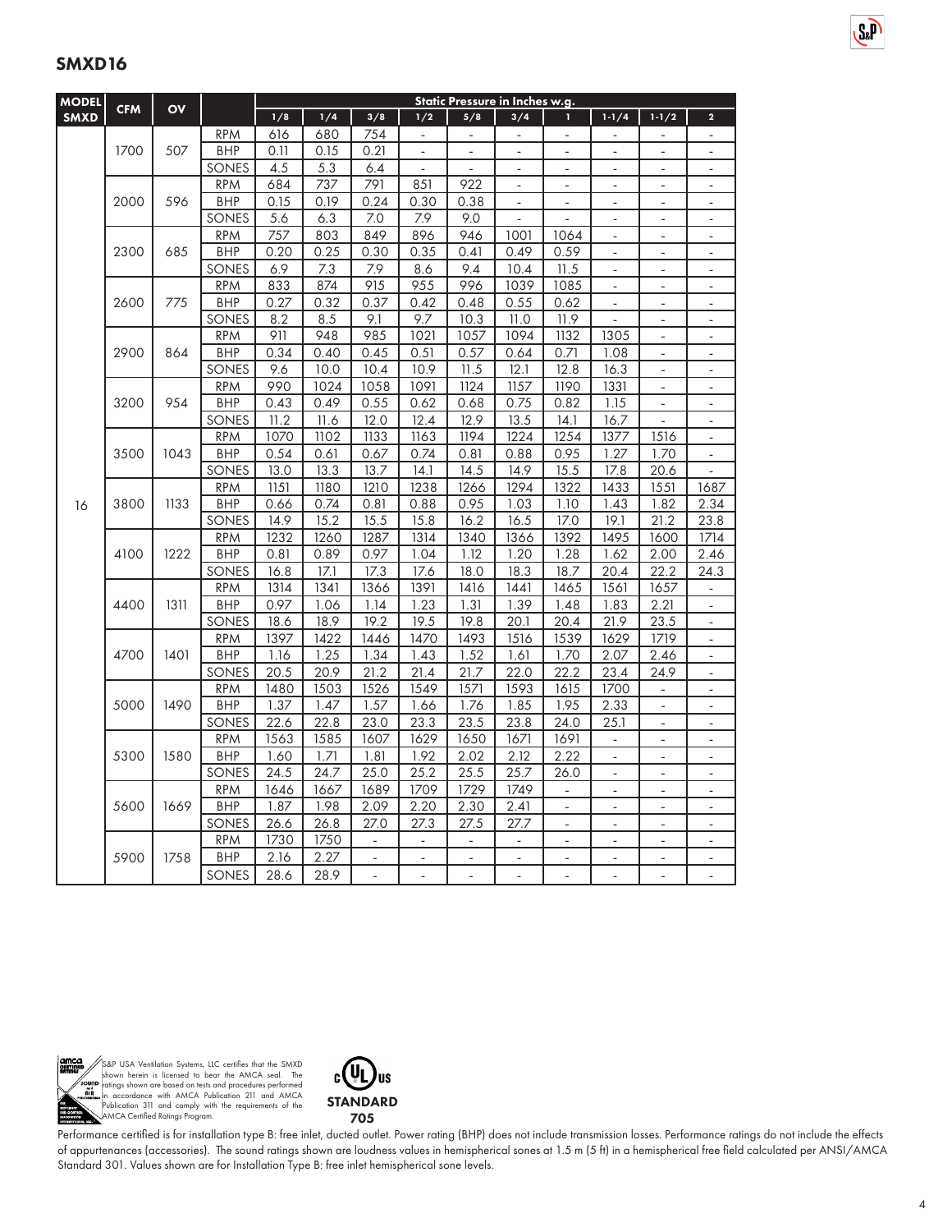## SMXD16

| MODEL SMXD | CFM | OV | | Static Pressure in Inches w.g. | | | | | | | | | |
|---|---|---|---|---|---|---|---|---|---|---|---|---|---|
| | | | | 1/8 | 1/4 | 3/8 | 1/2 | 5/8 | 3/4 | 1 | 1-1/4 | 1-1/2 | 2 |
| 16 | 1700 | 507 | RPM | 616 | 680 | 754 | - | - | - | - | - | - | - |
| | | | BHP | 0.11 | 0.15 | 0.21 | - | - | - | - | - | - | - |
| | | | SONES | 4.5 | 5.3 | 6.4 | - | - | - | - | - | - | - |
| | 2000 | 596 | RPM | 684 | 737 | 791 | 851 | 922 | - | - | - | - | - |
| | | | BHP | 0.15 | 0.19 | 0.24 | 0.30 | 0.38 | - | - | - | - | - |
| | | | SONES | 5.6 | 6.3 | 7.0 | 7.9 | 9.0 | - | - | - | - | - |
| | 2300 | 685 | RPM | 757 | 803 | 849 | 896 | 946 | 1001 | 1064 | - | - | - |
| | | | BHP | 0.20 | 0.25 | 0.30 | 0.35 | 0.41 | 0.49 | 0.59 | - | - | - |
| | | | SONES | 6.9 | 7.3 | 7.9 | 8.6 | 9.4 | 10.4 | 11.5 | - | - | - |
| | 2600 | 775 | RPM | 833 | 874 | 915 | 955 | 996 | 1039 | 1085 | - | - | - |
| | | | BHP | 0.27 | 0.32 | 0.37 | 0.42 | 0.48 | 0.55 | 0.62 | - | - | - |
| | | | SONES | 8.2 | 8.5 | 9.1 | 9.7 | 10.3 | 11.0 | 11.9 | - | - | - |
| | 2900 | 864 | RPM | 911 | 948 | 985 | 1021 | 1057 | 1094 | 1132 | 1305 | - | - |
| | | | BHP | 0.34 | 0.40 | 0.45 | 0.51 | 0.57 | 0.64 | 0.71 | 1.08 | - | - |
| | | | SONES | 9.6 | 10.0 | 10.4 | 10.9 | 11.5 | 12.1 | 12.8 | 16.3 | - | - |
| | 3200 | 954 | RPM | 990 | 1024 | 1058 | 1091 | 1124 | 1157 | 1190 | 1331 | - | - |
| | | | BHP | 0.43 | 0.49 | 0.55 | 0.62 | 0.68 | 0.75 | 0.82 | 1.15 | - | - |
| | | | SONES | 11.2 | 11.6 | 12.0 | 12.4 | 12.9 | 13.5 | 14.1 | 16.7 | - | - |
| | 3500 | 1043 | RPM | 1070 | 1102 | 1133 | 1163 | 1194 | 1224 | 1254 | 1377 | 1516 | - |
| | | | BHP | 0.54 | 0.61 | 0.67 | 0.74 | 0.81 | 0.88 | 0.95 | 1.27 | 1.70 | - |
| | | | SONES | 13.0 | 13.3 | 13.7 | 14.1 | 14.5 | 14.9 | 15.5 | 17.8 | 20.6 | - |
| | 3800 | 1133 | RPM | 1151 | 1180 | 1210 | 1238 | 1266 | 1294 | 1322 | 1433 | 1551 | 1687 |
| | | | BHP | 0.66 | 0.74 | 0.81 | 0.88 | 0.95 | 1.03 | 1.10 | 1.43 | 1.82 | 2.34 |
| | | | SONES | 14.9 | 15.2 | 15.5 | 15.8 | 16.2 | 16.5 | 17.0 | 19.1 | 21.2 | 23.8 |
| | 4100 | 1222 | RPM | 1232 | 1260 | 1287 | 1314 | 1340 | 1366 | 1392 | 1495 | 1600 | 1714 |
| | | | BHP | 0.81 | 0.89 | 0.97 | 1.04 | 1.12 | 1.20 | 1.28 | 1.62 | 2.00 | 2.46 |
| | | | SONES | 16.8 | 17.1 | 17.3 | 17.6 | 18.0 | 18.3 | 18.7 | 20.4 | 22.2 | 24.3 |
| | 4400 | 1311 | RPM | 1314 | 1341 | 1366 | 1391 | 1416 | 1441 | 1465 | 1561 | 1657 | - |
| | | | BHP | 0.97 | 1.06 | 1.14 | 1.23 | 1.31 | 1.39 | 1.48 | 1.83 | 2.21 | - |
| | | | SONES | 18.6 | 18.9 | 19.2 | 19.5 | 19.8 | 20.1 | 20.4 | 21.9 | 23.5 | - |
| | 4700 | 1401 | RPM | 1397 | 1422 | 1446 | 1470 | 1493 | 1516 | 1539 | 1629 | 1719 | - |
| | | | BHP | 1.16 | 1.25 | 1.34 | 1.43 | 1.52 | 1.61 | 1.70 | 2.07 | 2.46 | - |
| | | | SONES | 20.5 | 20.9 | 21.2 | 21.4 | 21.7 | 22.0 | 22.2 | 23.4 | 24.9 | - |
| | 5000 | 1490 | RPM | 1480 | 1503 | 1526 | 1549 | 1571 | 1593 | 1615 | 1700 | - | - |
| | | | BHP | 1.37 | 1.47 | 1.57 | 1.66 | 1.76 | 1.85 | 1.95 | 2.33 | - | - |
| | | | SONES | 22.6 | 22.8 | 23.0 | 23.3 | 23.5 | 23.8 | 24.0 | 25.1 | - | - |
| | 5300 | 1580 | RPM | 1563 | 1585 | 1607 | 1629 | 1650 | 1671 | 1691 | - | - | - |
| | | | BHP | 1.60 | 1.71 | 1.81 | 1.92 | 2.02 | 2.12 | 2.22 | - | - | - |
| | | | SONES | 24.5 | 24.7 | 25.0 | 25.2 | 25.5 | 25.7 | 26.0 | - | - | - |
| | 5600 | 1669 | RPM | 1646 | 1667 | 1689 | 1709 | 1729 | 1749 | - | - | - | - |
| | | | BHP | 1.87 | 1.98 | 2.09 | 2.20 | 2.30 | 2.41 | - | - | - | - |
| | | | SONES | 26.6 | 26.8 | 27.0 | 27.3 | 27.5 | 27.7 | - | - | - | - |
| | 5900 | 1758 | RPM | 1730 | 1750 | - | - | - | - | - | - | - | - |
| | | | BHP | 2.16 | 2.27 | - | - | - | - | - | - | - | - |
| | | | SONES | 28.6 | 28.9 | - | - | - | - | - | - | - | - |

S&P USA Ventilation Systems, LLC certifies that the SMXD shown herein is licensed to bear the AMCA seal. The ratings shown are based on tests and procedures performed in accordance with AMCA Publication 211 and AMCA Publication 311 and comply with the requirements of the AMCA Certified Ratings Program.

STANDARD 705

Performance certified is for installation type B: free inlet, ducted outlet. Power rating (BHP) does not include transmission losses. Performance ratings do not include the effects of appurtenances (accessories). The sound ratings shown are loudness values in hemispherical sones at 1.5 m (5 ft) in a hemispherical free field calculated per ANSI/AMCA Standard 301. Values shown are for Installation Type B: free inlet hemispherical sone levels.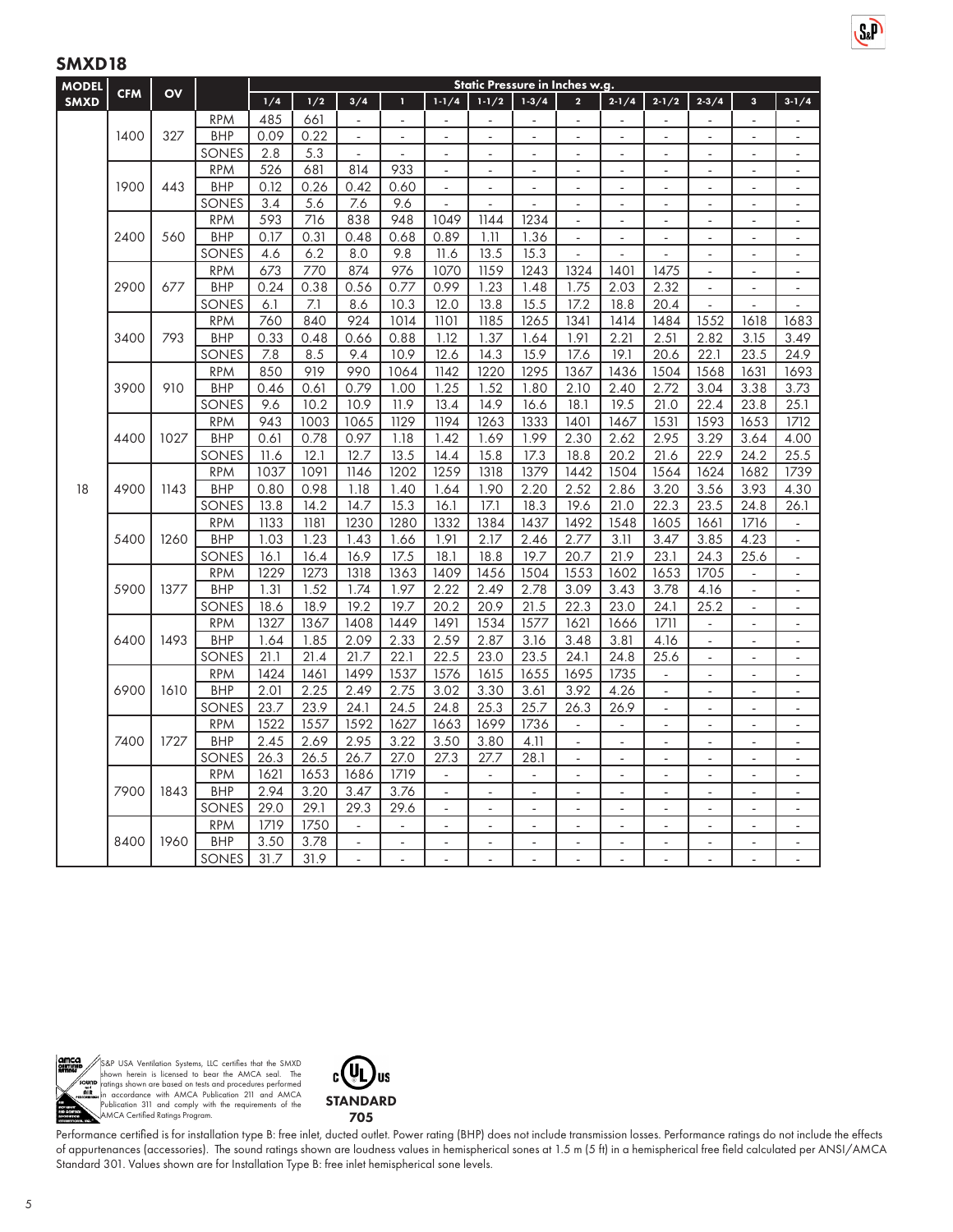## SMXD18

| MODEL SMXD | CFM | OV | | Static Pressure in Inches w.g. | | | | | | | | | | | | |
|---|---|---|---|---|---|---|---|---|---|---|---|---|---|---|---|---|
| | | | | 1/4 | 1/2 | 3/4 | 1 | 1-1/4 | 1-1/2 | 1-3/4 | 2 | 2-1/4 | 2-1/2 | 2-3/4 | 3 | 3-1/4 |
| 18 | 1400 | 327 | RPM | 485 | 661 | - | - | - | - | - | - | - | - | - | - | - |
| | | | BHP | 0.09 | 0.22 | - | - | - | - | - | - | - | - | - | - | - |
| | | | SONES | 2.8 | 5.3 | - | - | - | - | - | - | - | - | - | - | - |
| | 1900 | 443 | RPM | 526 | 681 | 814 | 933 | - | - | - | - | - | - | - | - | - |
| | | | BHP | 0.12 | 0.26 | 0.42 | 0.60 | - | - | - | - | - | - | - | - | - |
| | | | SONES | 3.4 | 5.6 | 7.6 | 9.6 | - | - | - | - | - | - | - | - | - |
| | 2400 | 560 | RPM | 593 | 716 | 838 | 948 | 1049 | 1144 | 1234 | - | - | - | - | - | - |
| | | | BHP | 0.17 | 0.31 | 0.48 | 0.68 | 0.89 | 1.11 | 1.36 | - | - | - | - | - | - |
| | | | SONES | 4.6 | 6.2 | 8.0 | 9.8 | 11.6 | 13.5 | 15.3 | - | - | - | - | - | - |
| | 2900 | 677 | RPM | 673 | 770 | 874 | 976 | 1070 | 1159 | 1243 | 1324 | 1401 | 1475 | - | - | - |
| | | | BHP | 0.24 | 0.38 | 0.56 | 0.77 | 0.99 | 1.23 | 1.48 | 1.75 | 2.03 | 2.32 | - | - | - |
| | | | SONES | 6.1 | 7.1 | 8.6 | 10.3 | 12.0 | 13.8 | 15.5 | 17.2 | 18.8 | 20.4 | - | - | - |
| | 3400 | 793 | RPM | 760 | 840 | 924 | 1014 | 1101 | 1185 | 1265 | 1341 | 1414 | 1484 | 1552 | 1618 | 1683 |
| | | | BHP | 0.33 | 0.48 | 0.66 | 0.88 | 1.12 | 1.37 | 1.64 | 1.91 | 2.21 | 2.51 | 2.82 | 3.15 | 3.49 |
| | | | SONES | 7.8 | 8.5 | 9.4 | 10.9 | 12.6 | 14.3 | 15.9 | 17.6 | 19.1 | 20.6 | 22.1 | 23.5 | 24.9 |
| | 3900 | 910 | RPM | 850 | 919 | 990 | 1064 | 1142 | 1220 | 1295 | 1367 | 1436 | 1504 | 1568 | 1631 | 1693 |
| | | | BHP | 0.46 | 0.61 | 0.79 | 1.00 | 1.25 | 1.52 | 1.80 | 2.10 | 2.40 | 2.72 | 3.04 | 3.38 | 3.73 |
| | | | SONES | 9.6 | 10.2 | 10.9 | 11.9 | 13.4 | 14.9 | 16.6 | 18.1 | 19.5 | 21.0 | 22.4 | 23.8 | 25.1 |
| | 4400 | 1027 | RPM | 943 | 1003 | 1065 | 1129 | 1194 | 1263 | 1333 | 1401 | 1467 | 1531 | 1593 | 1653 | 1712 |
| | | | BHP | 0.61 | 0.78 | 0.97 | 1.18 | 1.42 | 1.69 | 1.99 | 2.30 | 2.62 | 2.95 | 3.29 | 3.64 | 4.00 |
| | | | SONES | 11.6 | 12.1 | 12.7 | 13.5 | 14.4 | 15.8 | 17.3 | 18.8 | 20.2 | 21.6 | 22.9 | 24.2 | 25.5 |
| | 4900 | 1143 | RPM | 1037 | 1091 | 1146 | 1202 | 1259 | 1318 | 1379 | 1442 | 1504 | 1564 | 1624 | 1682 | 1739 |
| | | | BHP | 0.80 | 0.98 | 1.18 | 1.40 | 1.64 | 1.90 | 2.20 | 2.52 | 2.86 | 3.20 | 3.56 | 3.93 | 4.30 |
| | | | SONES | 13.8 | 14.2 | 14.7 | 15.3 | 16.1 | 17.1 | 18.3 | 19.6 | 21.0 | 22.3 | 23.5 | 24.8 | 26.1 |
| | 5400 | 1260 | RPM | 1133 | 1181 | 1230 | 1280 | 1332 | 1384 | 1437 | 1492 | 1548 | 1605 | 1661 | 1716 | - |
| | | | BHP | 1.03 | 1.23 | 1.43 | 1.66 | 1.91 | 2.17 | 2.46 | 2.77 | 3.11 | 3.47 | 3.85 | 4.23 | - |
| | | | SONES | 16.1 | 16.4 | 16.9 | 17.5 | 18.1 | 18.8 | 19.7 | 20.7 | 21.9 | 23.1 | 24.3 | 25.6 | - |
| | 5900 | 1377 | RPM | 1229 | 1273 | 1318 | 1363 | 1409 | 1456 | 1504 | 1553 | 1602 | 1653 | 1705 | - | - |
| | | | BHP | 1.31 | 1.52 | 1.74 | 1.97 | 2.22 | 2.49 | 2.78 | 3.09 | 3.43 | 3.78 | 4.16 | - | - |
| | | | SONES | 18.6 | 18.9 | 19.2 | 19.7 | 20.2 | 20.9 | 21.5 | 22.3 | 23.0 | 24.1 | 25.2 | - | - |
| | 6400 | 1493 | RPM | 1327 | 1367 | 1408 | 1449 | 1491 | 1534 | 1577 | 1621 | 1666 | 1711 | - | - | - |
| | | | BHP | 1.64 | 1.85 | 2.09 | 2.33 | 2.59 | 2.87 | 3.16 | 3.48 | 3.81 | 4.16 | - | - | - |
| | | | SONES | 21.1 | 21.4 | 21.7 | 22.1 | 22.5 | 23.0 | 23.5 | 24.1 | 24.8 | 25.6 | - | - | - |
| | 6900 | 1610 | RPM | 1424 | 1461 | 1499 | 1537 | 1576 | 1615 | 1655 | 1695 | 1735 | - | - | - | - |
| | | | BHP | 2.01 | 2.25 | 2.49 | 2.75 | 3.02 | 3.30 | 3.61 | 3.92 | 4.26 | - | - | - | - |
| | | | SONES | 23.7 | 23.9 | 24.1 | 24.5 | 24.8 | 25.3 | 25.7 | 26.3 | 26.9 | - | - | - | - |
| | 7400 | 1727 | RPM | 1522 | 1557 | 1592 | 1627 | 1663 | 1699 | 1736 | - | - | - | - | - | - |
| | | | BHP | 2.45 | 2.69 | 2.95 | 3.22 | 3.50 | 3.80 | 4.11 | - | - | - | - | - | - |
| | | | SONES | 26.3 | 26.5 | 26.7 | 27.0 | 27.3 | 27.7 | 28.1 | - | - | - | - | - | - |
| | 7900 | 1843 | RPM | 1621 | 1653 | 1686 | 1719 | - | - | - | - | - | - | - | - | - |
| | | | BHP | 2.94 | 3.20 | 3.47 | 3.76 | - | - | - | - | - | - | - | - | - |
| | | | SONES | 29.0 | 29.1 | 29.3 | 29.6 | - | - | - | - | - | - | - | - | - |
| | 8400 | 1960 | RPM | 1719 | 1750 | - | - | - | - | - | - | - | - | - | - | - |
| | | | BHP | 3.50 | 3.78 | - | - | - | - | - | - | - | - | - | - | - |
| | | | SONES | 31.7 | 31.9 | - | - | - | - | - | - | - | - | - | - | - |

S&P USA Ventilation Systems, LLC certifies that the SMXD shown herein is licensed to bear the AMCA seal. The ratings shown are based on tests and procedures performed in accordance with AMCA Publication 211 and AMCA Publication 311 and comply with the requirements of the AMCA Certified Ratings Program.

STANDARD 705

Performance certified is for installation type B: free inlet, ducted outlet. Power rating (BHP) does not include transmission losses. Performance ratings do not include the effects of appurtenances (accessories). The sound ratings shown are loudness values in hemispherical sones at 1.5 m (5 ft) in a hemispherical free field calculated per ANSI/AMCA Standard 301. Values shown are for Installation Type B: free inlet hemispherical sone levels.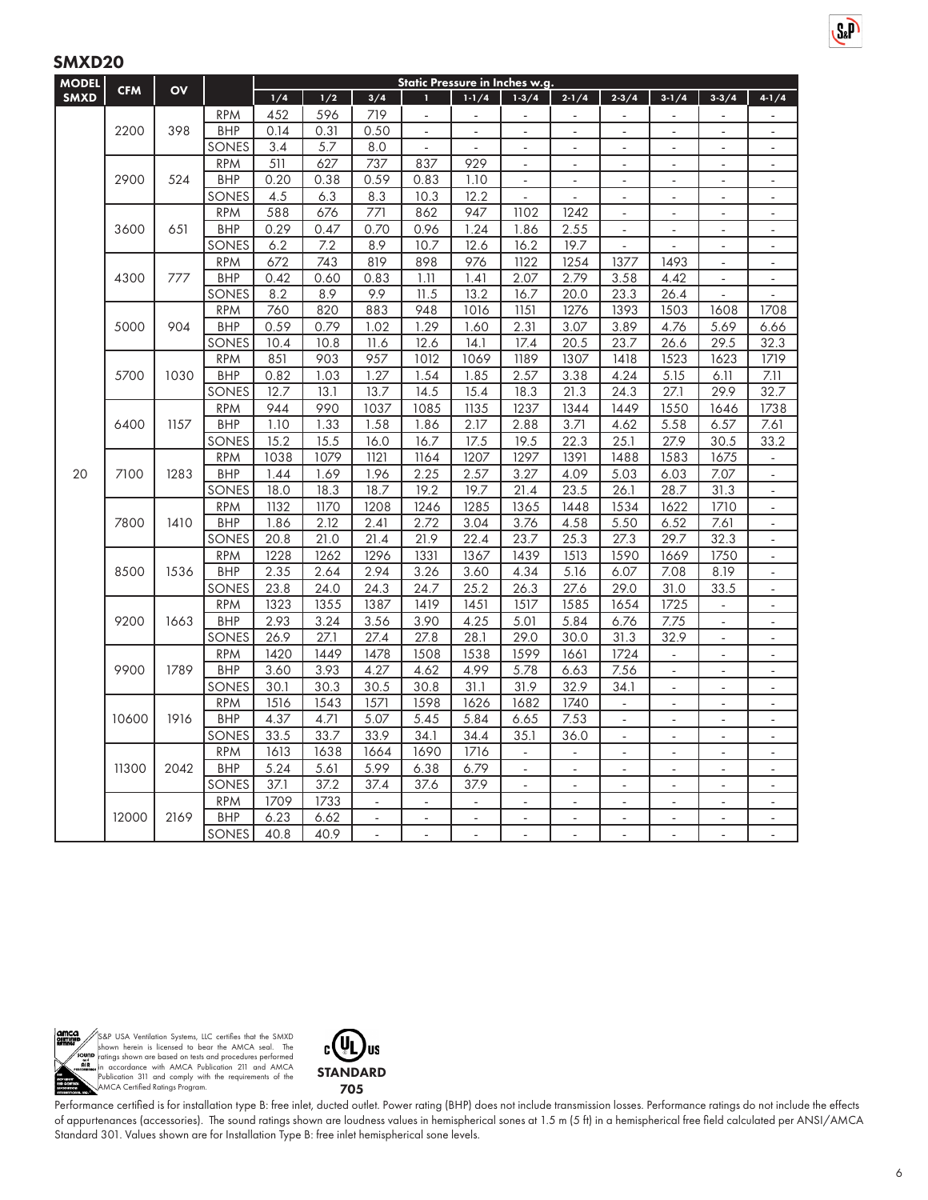## SMXD20

| MODEL SMXD | CFM | OV | | Static Pressure in Inches w.g. | | | | | | | | | | |
|---|---|---|---|---|---|---|---|---|---|---|---|---|---|---|
| | | | | 1/4 | 1/2 | 3/4 | 1 | 1-1/4 | 1-3/4 | 2-1/4 | 2-3/4 | 3-1/4 | 3-3/4 | 4-1/4 |
| 20 | 2200 | 398 | RPM | 452 | 596 | 719 | - | - | - | - | - | - | - | - |
| | | | BHP | 0.14 | 0.31 | 0.50 | - | - | - | - | - | - | - | - |
| | | | SONES | 3.4 | 5.7 | 8.0 | - | - | - | - | - | - | - | - |
| | 2900 | 524 | RPM | 511 | 627 | 737 | 837 | 929 | - | - | - | - | - | - |
| | | | BHP | 0.20 | 0.38 | 0.59 | 0.83 | 1.10 | - | - | - | - | - | - |
| | | | SONES | 4.5 | 6.3 | 8.3 | 10.3 | 12.2 | - | - | - | - | - | - |
| | 3600 | 651 | RPM | 588 | 676 | 771 | 862 | 947 | 1102 | 1242 | - | - | - | - |
| | | | BHP | 0.29 | 0.47 | 0.70 | 0.96 | 1.24 | 1.86 | 2.55 | - | - | - | - |
| | | | SONES | 6.2 | 7.2 | 8.9 | 10.7 | 12.6 | 16.2 | 19.7 | - | - | - | - |
| | 4300 | 777 | RPM | 672 | 743 | 819 | 898 | 976 | 1122 | 1254 | 1377 | 1493 | - | - |
| | | | BHP | 0.42 | 0.60 | 0.83 | 1.11 | 1.41 | 2.07 | 2.79 | 3.58 | 4.42 | - | - |
| | | | SONES | 8.2 | 8.9 | 9.9 | 11.5 | 13.2 | 16.7 | 20.0 | 23.3 | 26.4 | - | - |
| | 5000 | 904 | RPM | 760 | 820 | 883 | 948 | 1016 | 1151 | 1276 | 1393 | 1503 | 1608 | 1708 |
| | | | BHP | 0.59 | 0.79 | 1.02 | 1.29 | 1.60 | 2.31 | 3.07 | 3.89 | 4.76 | 5.69 | 6.66 |
| | | | SONES | 10.4 | 10.8 | 11.6 | 12.6 | 14.1 | 17.4 | 20.5 | 23.7 | 26.6 | 29.5 | 32.3 |
| | 5700 | 1030 | RPM | 851 | 903 | 957 | 1012 | 1069 | 1189 | 1307 | 1418 | 1523 | 1623 | 1719 |
| | | | BHP | 0.82 | 1.03 | 1.27 | 1.54 | 1.85 | 2.57 | 3.38 | 4.24 | 5.15 | 6.11 | 7.11 |
| | | | SONES | 12.7 | 13.1 | 13.7 | 14.5 | 15.4 | 18.3 | 21.3 | 24.3 | 27.1 | 29.9 | 32.7 |
| | 6400 | 1157 | RPM | 944 | 990 | 1037 | 1085 | 1135 | 1237 | 1344 | 1449 | 1550 | 1646 | 1738 |
| | | | BHP | 1.10 | 1.33 | 1.58 | 1.86 | 2.17 | 2.88 | 3.71 | 4.62 | 5.58 | 6.57 | 7.61 |
| | | | SONES | 15.2 | 15.5 | 16.0 | 16.7 | 17.5 | 19.5 | 22.3 | 25.1 | 27.9 | 30.5 | 33.2 |
| | 7100 | 1283 | RPM | 1038 | 1079 | 1121 | 1164 | 1207 | 1297 | 1391 | 1488 | 1583 | 1675 | - |
| | | | BHP | 1.44 | 1.69 | 1.96 | 2.25 | 2.57 | 3.27 | 4.09 | 5.03 | 6.03 | 7.07 | - |
| | | | SONES | 18.0 | 18.3 | 18.7 | 19.2 | 19.7 | 21.4 | 23.5 | 26.1 | 28.7 | 31.3 | - |
| | 7800 | 1410 | RPM | 1132 | 1170 | 1208 | 1246 | 1285 | 1365 | 1448 | 1534 | 1622 | 1710 | - |
| | | | BHP | 1.86 | 2.12 | 2.41 | 2.72 | 3.04 | 3.76 | 4.58 | 5.50 | 6.52 | 7.61 | - |
| | | | SONES | 20.8 | 21.0 | 21.4 | 21.9 | 22.4 | 23.7 | 25.3 | 27.3 | 29.7 | 32.3 | - |
| | 8500 | 1536 | RPM | 1228 | 1262 | 1296 | 1331 | 1367 | 1439 | 1513 | 1590 | 1669 | 1750 | - |
| | | | BHP | 2.35 | 2.64 | 2.94 | 3.26 | 3.60 | 4.34 | 5.16 | 6.07 | 7.08 | 8.19 | - |
| | | | SONES | 23.8 | 24.0 | 24.3 | 24.7 | 25.2 | 26.3 | 27.6 | 29.0 | 31.0 | 33.5 | - |
| | 9200 | 1663 | RPM | 1323 | 1355 | 1387 | 1419 | 1451 | 1517 | 1585 | 1654 | 1725 | - | - |
| | | | BHP | 2.93 | 3.24 | 3.56 | 3.90 | 4.25 | 5.01 | 5.84 | 6.76 | 7.75 | - | - |
| | | | SONES | 26.9 | 27.1 | 27.4 | 27.8 | 28.1 | 29.0 | 30.0 | 31.3 | 32.9 | - | - |
| | 9900 | 1789 | RPM | 1420 | 1449 | 1478 | 1508 | 1538 | 1599 | 1661 | 1724 | - | - | - |
| | | | BHP | 3.60 | 3.93 | 4.27 | 4.62 | 4.99 | 5.78 | 6.63 | 7.56 | - | - | - |
| | | | SONES | 30.1 | 30.3 | 30.5 | 30.8 | 31.1 | 31.9 | 32.9 | 34.1 | - | - | - |
| | 10600 | 1916 | RPM | 1516 | 1543 | 1571 | 1598 | 1626 | 1682 | 1740 | - | - | - | - |
| | | | BHP | 4.37 | 4.71 | 5.07 | 5.45 | 5.84 | 6.65 | 7.53 | - | - | - | - |
| | | | SONES | 33.5 | 33.7 | 33.9 | 34.1 | 34.4 | 35.1 | 36.0 | - | - | - | - |
| | 11300 | 2042 | RPM | 1613 | 1638 | 1664 | 1690 | 1716 | - | - | - | - | - | - |
| | | | BHP | 5.24 | 5.61 | 5.99 | 6.38 | 6.79 | - | - | - | - | - | - |
| | | | SONES | 37.1 | 37.2 | 37.4 | 37.6 | 37.9 | - | - | - | - | - | - |
| | 12000 | 2169 | RPM | 1709 | 1733 | - | - | - | - | - | - | - | - | - |
| | | | BHP | 6.23 | 6.62 | - | - | - | - | - | - | - | - | - |
| | | | SONES | 40.8 | 40.9 | - | - | - | - | - | - | - | - | - |

S&P USA Ventilation Systems, LLC certifies that the SMXD shown herein is licensed to bear the AMCA seal. The ratings shown are based on tests and procedures performed in accordance with AMCA Publication 211 and AMCA Publication 311 and comply with the requirements of the AMCA Certified Ratings Program.

STANDARD 705

Performance certified is for installation type B: free inlet, ducted outlet. Power rating (BHP) does not include transmission losses. Performance ratings do not include the effects of appurtenances (accessories). The sound ratings shown are loudness values in hemispherical sones at 1.5 m (5 ft) in a hemispherical free field calculated per ANSI/AMCA Standard 301. Values shown are for Installation Type B: free inlet hemispherical sone levels.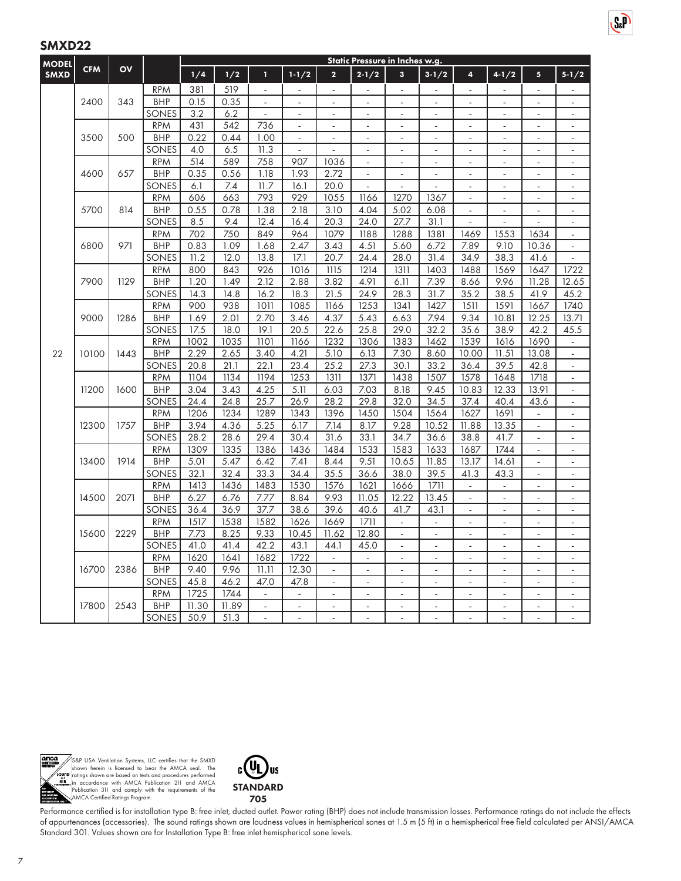## SMXD22

| MODEL SMXD | CFM | OV | | Static Pressure in Inches w.g. | | | | | | | | | | | |
|---|---|---|---|---|---|---|---|---|---|---|---|---|---|---|---|
| | | | | 1/4 | 1/2 | 1 | 1-1/2 | 2 | 2-1/2 | 3 | 3-1/2 | 4 | 4-1/2 | 5 | 5-1/2 |
| 22 | 2400 | 343 | RPM | 381 | 519 | - | - | - | - | - | - | - | - | - | - |
| | | | BHP | 0.15 | 0.35 | - | - | - | - | - | - | - | - | - | - |
| | | | SONES | 3.2 | 6.2 | - | - | - | - | - | - | - | - | - | - |
| | 3500 | 500 | RPM | 431 | 542 | 736 | - | - | - | - | - | - | - | - | - |
| | | | BHP | 0.22 | 0.44 | 1.00 | - | - | - | - | - | - | - | - | - |
| | | | SONES | 4.0 | 6.5 | 11.3 | - | - | - | - | - | - | - | - | - |
| | 4600 | 657 | RPM | 514 | 589 | 758 | 907 | 1036 | - | - | - | - | - | - | - |
| | | | BHP | 0.35 | 0.56 | 1.18 | 1.93 | 2.72 | - | - | - | - | - | - | - |
| | | | SONES | 6.1 | 7.4 | 11.7 | 16.1 | 20.0 | - | - | - | - | - | - | - |
| | 5700 | 814 | RPM | 606 | 663 | 793 | 929 | 1055 | 1166 | 1270 | 1367 | - | - | - | - |
| | | | BHP | 0.55 | 0.78 | 1.38 | 2.18 | 3.10 | 4.04 | 5.02 | 6.08 | - | - | - | - |
| | | | SONES | 8.5 | 9.4 | 12.4 | 16.4 | 20.3 | 24.0 | 27.7 | 31.1 | - | - | - | - |
| | 6800 | 971 | RPM | 702 | 750 | 849 | 964 | 1079 | 1188 | 1288 | 1381 | 1469 | 1553 | 1634 | - |
| | | | BHP | 0.83 | 1.09 | 1.68 | 2.47 | 3.43 | 4.51 | 5.60 | 6.72 | 7.89 | 9.10 | 10.36 | - |
| | | | SONES | 11.2 | 12.0 | 13.8 | 17.1 | 20.7 | 24.4 | 28.0 | 31.4 | 34.9 | 38.3 | 41.6 | - |
| | 7900 | 1129 | RPM | 800 | 843 | 926 | 1016 | 1115 | 1214 | 1311 | 1403 | 1488 | 1569 | 1647 | 1722 |
| | | | BHP | 1.20 | 1.49 | 2.12 | 2.88 | 3.82 | 4.91 | 6.11 | 7.39 | 8.66 | 9.96 | 11.28 | 12.65 |
| | | | SONES | 14.3 | 14.8 | 16.2 | 18.3 | 21.5 | 24.9 | 28.3 | 31.7 | 35.2 | 38.5 | 41.9 | 45.2 |
| | 9000 | 1286 | RPM | 900 | 938 | 1011 | 1085 | 1166 | 1253 | 1341 | 1427 | 1511 | 1591 | 1667 | 1740 |
| | | | BHP | 1.69 | 2.01 | 2.70 | 3.46 | 4.37 | 5.43 | 6.63 | 7.94 | 9.34 | 10.81 | 12.25 | 13.71 |
| | | | SONES | 17.5 | 18.0 | 19.1 | 20.5 | 22.6 | 25.8 | 29.0 | 32.2 | 35.6 | 38.9 | 42.2 | 45.5 |
| | 10100 | 1443 | RPM | 1002 | 1035 | 1101 | 1166 | 1232 | 1306 | 1383 | 1462 | 1539 | 1616 | 1690 | - |
| | | | BHP | 2.29 | 2.65 | 3.40 | 4.21 | 5.10 | 6.13 | 7.30 | 8.60 | 10.00 | 11.51 | 13.08 | - |
| | | | SONES | 20.8 | 21.1 | 22.1 | 23.4 | 25.2 | 27.3 | 30.1 | 33.2 | 36.4 | 39.5 | 42.8 | - |
| | 11200 | 1600 | RPM | 1104 | 1134 | 1194 | 1253 | 1311 | 1371 | 1438 | 1507 | 1578 | 1648 | 1718 | - |
| | | | BHP | 3.04 | 3.43 | 4.25 | 5.11 | 6.03 | 7.03 | 8.18 | 9.45 | 10.83 | 12.33 | 13.91 | - |
| | | | SONES | 24.4 | 24.8 | 25.7 | 26.9 | 28.2 | 29.8 | 32.0 | 34.5 | 37.4 | 40.4 | 43.6 | - |
| | 12300 | 1757 | RPM | 1206 | 1234 | 1289 | 1343 | 1396 | 1450 | 1504 | 1564 | 1627 | 1691 | - | - |
| | | | BHP | 3.94 | 4.36 | 5.25 | 6.17 | 7.14 | 8.17 | 9.28 | 10.52 | 11.88 | 13.35 | - | - |
| | | | SONES | 28.2 | 28.6 | 29.4 | 30.4 | 31.6 | 33.1 | 34.7 | 36.6 | 38.8 | 41.7 | - | - |
| | 13400 | 1914 | RPM | 1309 | 1335 | 1386 | 1436 | 1484 | 1533 | 1583 | 1633 | 1687 | 1744 | - | - |
| | | | BHP | 5.01 | 5.47 | 6.42 | 7.41 | 8.44 | 9.51 | 10.65 | 11.85 | 13.17 | 14.61 | - | - |
| | | | SONES | 32.1 | 32.4 | 33.3 | 34.4 | 35.5 | 36.6 | 38.0 | 39.5 | 41.3 | 43.3 | - | - |
| | 14500 | 2071 | RPM | 1413 | 1436 | 1483 | 1530 | 1576 | 1621 | 1666 | 1711 | - | - | - | - |
| | | | BHP | 6.27 | 6.76 | 7.77 | 8.84 | 9.93 | 11.05 | 12.22 | 13.45 | - | - | - | - |
| | | | SONES | 36.4 | 36.9 | 37.7 | 38.6 | 39.6 | 40.6 | 41.7 | 43.1 | - | - | - | - |
| | 15600 | 2229 | RPM | 1517 | 1538 | 1582 | 1626 | 1669 | 1711 | - | - | - | - | - | - |
| | | | BHP | 7.73 | 8.25 | 9.33 | 10.45 | 11.62 | 12.80 | - | - | - | - | - | - |
| | | | SONES | 41.0 | 41.4 | 42.2 | 43.1 | 44.1 | 45.0 | - | - | - | - | - | - |
| | 16700 | 2386 | RPM | 1620 | 1641 | 1682 | 1722 | - | - | - | - | - | - | - | - |
| | | | BHP | 9.40 | 9.96 | 11.11 | 12.30 | - | - | - | - | - | - | - | - |
| | | | SONES | 45.8 | 46.2 | 47.0 | 47.8 | - | - | - | - | - | - | - | - |
| | 17800 | 2543 | RPM | 1725 | 1744 | - | - | - | - | - | - | - | - | - | - |
| | | | BHP | 11.30 | 11.89 | - | - | - | - | - | - | - | - | - | - |
| | | | SONES | 50.9 | 51.3 | - | - | - | - | - | - | - | - | - | - |

S&P USA Ventilation Systems, LLC certifies that the SMXD shown herein is licensed to bear the AMCA seal. The ratings shown are based on tests and procedures performed in accordance with AMCA Publication 211 and AMCA Publication 311 and comply with the requirements of the AMCA Certified Ratings Program.

STANDARD 705

Performance certified is for installation type B: free inlet, ducted outlet. Power rating (BHP) does not include transmission losses. Performance ratings do not include the effects of appurtenances (accessories). The sound ratings shown are loudness values in hemispherical sones at 1.5 m (5 ft) in a hemispherical free field calculated per ANSI/AMCA Standard 301. Values shown are for Installation Type B: free inlet hemispherical sone levels.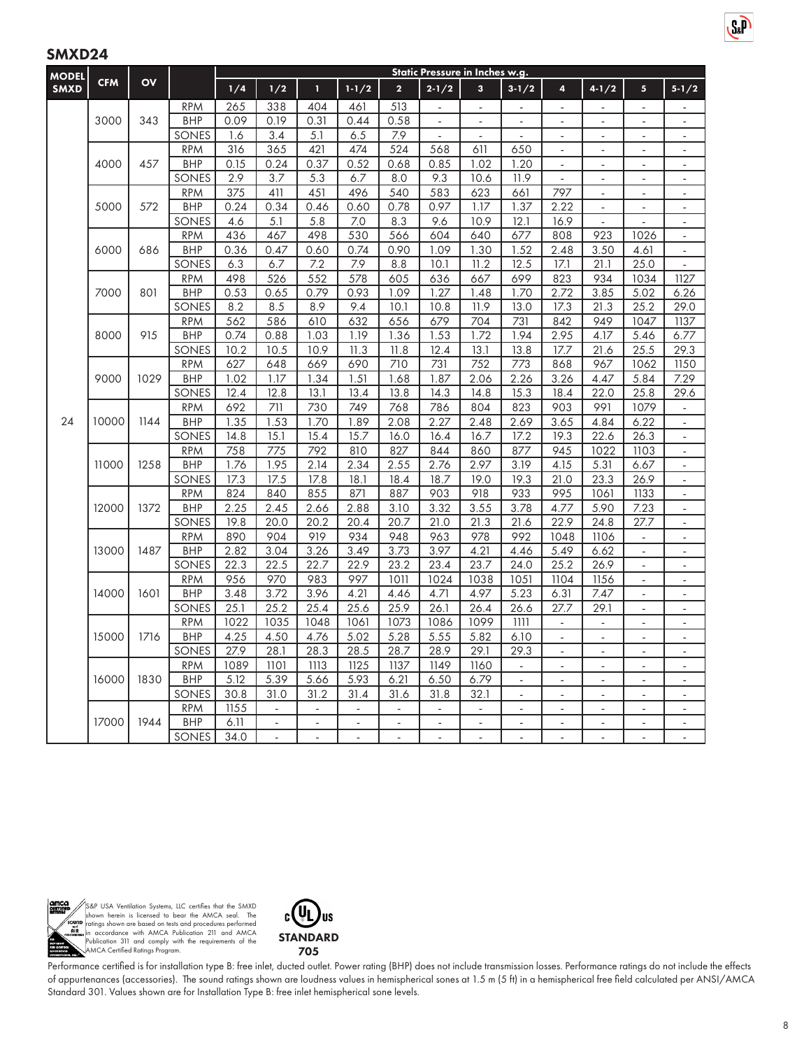## SMXD24

| MODEL SMXD | CFM | OV | | Static Pressure in Inches w.g. | | | | | | | | | | | |
|---|---|---|---|---|---|---|---|---|---|---|---|---|---|---|---|
| | | | | 1/4 | 1/2 | 1 | 1-1/2 | 2 | 2-1/2 | 3 | 3-1/2 | 4 | 4-1/2 | 5 | 5-1/2 |
| 24 | 3000 | 343 | RPM | 265 | 338 | 404 | 461 | 513 | - | - | - | - | - | - | - |
| | | | BHP | 0.09 | 0.19 | 0.31 | 0.44 | 0.58 | - | - | - | - | - | - | - |
| | | | SONES | 1.6 | 3.4 | 5.1 | 6.5 | 7.9 | - | - | - | - | - | - | - |
| | 4000 | 457 | RPM | 316 | 365 | 421 | 474 | 524 | 568 | 611 | 650 | - | - | - | - |
| | | | BHP | 0.15 | 0.24 | 0.37 | 0.52 | 0.68 | 0.85 | 1.02 | 1.20 | - | - | - | - |
| | | | SONES | 2.9 | 3.7 | 5.3 | 6.7 | 8.0 | 9.3 | 10.6 | 11.9 | - | - | - | - |
| | 5000 | 572 | RPM | 375 | 411 | 451 | 496 | 540 | 583 | 623 | 661 | 797 | - | - | - |
| | | | BHP | 0.24 | 0.34 | 0.46 | 0.60 | 0.78 | 0.97 | 1.17 | 1.37 | 2.22 | - | - | - |
| | | | SONES | 4.6 | 5.1 | 5.8 | 7.0 | 8.3 | 9.6 | 10.9 | 12.1 | 16.9 | - | - | - |
| | 6000 | 686 | RPM | 436 | 467 | 498 | 530 | 566 | 604 | 640 | 677 | 808 | 923 | 1026 | - |
| | | | BHP | 0.36 | 0.47 | 0.60 | 0.74 | 0.90 | 1.09 | 1.30 | 1.52 | 2.48 | 3.50 | 4.61 | - |
| | | | SONES | 6.3 | 6.7 | 7.2 | 7.9 | 8.8 | 10.1 | 11.2 | 12.5 | 17.1 | 21.1 | 25.0 | - |
| | 7000 | 801 | RPM | 498 | 526 | 552 | 578 | 605 | 636 | 667 | 699 | 823 | 934 | 1034 | 1127 |
| | | | BHP | 0.53 | 0.65 | 0.79 | 0.93 | 1.09 | 1.27 | 1.48 | 1.70 | 2.72 | 3.85 | 5.02 | 6.26 |
| | | | SONES | 8.2 | 8.5 | 8.9 | 9.4 | 10.1 | 10.8 | 11.9 | 13.0 | 17.3 | 21.3 | 25.2 | 29.0 |
| | 8000 | 915 | RPM | 562 | 586 | 610 | 632 | 656 | 679 | 704 | 731 | 842 | 949 | 1047 | 1137 |
| | | | BHP | 0.74 | 0.88 | 1.03 | 1.19 | 1.36 | 1.53 | 1.72 | 1.94 | 2.95 | 4.17 | 5.46 | 6.77 |
| | | | SONES | 10.2 | 10.5 | 10.9 | 11.3 | 11.8 | 12.4 | 13.1 | 13.8 | 17.7 | 21.6 | 25.5 | 29.3 |
| | 9000 | 1029 | RPM | 627 | 648 | 669 | 690 | 710 | 731 | 752 | 773 | 868 | 967 | 1062 | 1150 |
| | | | BHP | 1.02 | 1.17 | 1.34 | 1.51 | 1.68 | 1.87 | 2.06 | 2.26 | 3.26 | 4.47 | 5.84 | 7.29 |
| | | | SONES | 12.4 | 12.8 | 13.1 | 13.4 | 13.8 | 14.3 | 14.8 | 15.3 | 18.4 | 22.0 | 25.8 | 29.6 |
| | 10000 | 1144 | RPM | 692 | 711 | 730 | 749 | 768 | 786 | 804 | 823 | 903 | 991 | 1079 | - |
| | | | BHP | 1.35 | 1.53 | 1.70 | 1.89 | 2.08 | 2.27 | 2.48 | 2.69 | 3.65 | 4.84 | 6.22 | - |
| | | | SONES | 14.8 | 15.1 | 15.4 | 15.7 | 16.0 | 16.4 | 16.7 | 17.2 | 19.3 | 22.6 | 26.3 | - |
| | 11000 | 1258 | RPM | 758 | 775 | 792 | 810 | 827 | 844 | 860 | 877 | 945 | 1022 | 1103 | - |
| | | | BHP | 1.76 | 1.95 | 2.14 | 2.34 | 2.55 | 2.76 | 2.97 | 3.19 | 4.15 | 5.31 | 6.67 | - |
| | | | SONES | 17.3 | 17.5 | 17.8 | 18.1 | 18.4 | 18.7 | 19.0 | 19.3 | 21.0 | 23.3 | 26.9 | - |
| | 12000 | 1372 | RPM | 824 | 840 | 855 | 871 | 887 | 903 | 918 | 933 | 995 | 1061 | 1133 | - |
| | | | BHP | 2.25 | 2.45 | 2.66 | 2.88 | 3.10 | 3.32 | 3.55 | 3.78 | 4.77 | 5.90 | 7.23 | - |
| | | | SONES | 19.8 | 20.0 | 20.2 | 20.4 | 20.7 | 21.0 | 21.3 | 21.6 | 22.9 | 24.8 | 27.7 | - |
| | 13000 | 1487 | RPM | 890 | 904 | 919 | 934 | 948 | 963 | 978 | 992 | 1048 | 1106 | - | - |
| | | | BHP | 2.82 | 3.04 | 3.26 | 3.49 | 3.73 | 3.97 | 4.21 | 4.46 | 5.49 | 6.62 | - | - |
| | | | SONES | 22.3 | 22.5 | 22.7 | 22.9 | 23.2 | 23.4 | 23.7 | 24.0 | 25.2 | 26.9 | - | - |
| | 14000 | 1601 | RPM | 956 | 970 | 983 | 997 | 1011 | 1024 | 1038 | 1051 | 1104 | 1156 | - | - |
| | | | BHP | 3.48 | 3.72 | 3.96 | 4.21 | 4.46 | 4.71 | 4.97 | 5.23 | 6.31 | 7.47 | - | - |
| | | | SONES | 25.1 | 25.2 | 25.4 | 25.6 | 25.9 | 26.1 | 26.4 | 26.6 | 27.7 | 29.1 | - | - |
| | 15000 | 1716 | RPM | 1022 | 1035 | 1048 | 1061 | 1073 | 1086 | 1099 | 1111 | - | - | - | - |
| | | | BHP | 4.25 | 4.50 | 4.76 | 5.02 | 5.28 | 5.55 | 5.82 | 6.10 | - | - | - | - |
| | | | SONES | 27.9 | 28.1 | 28.3 | 28.5 | 28.7 | 28.9 | 29.1 | 29.3 | - | - | - | - |
| | 16000 | 1830 | RPM | 1089 | 1101 | 1113 | 1125 | 1137 | 1149 | 1160 | - | - | - | - | - |
| | | | BHP | 5.12 | 5.39 | 5.66 | 5.93 | 6.21 | 6.50 | 6.79 | - | - | - | - | - |
| | | | SONES | 30.8 | 31.0 | 31.2 | 31.4 | 31.6 | 31.8 | 32.1 | - | - | - | - | - |
| | 17000 | 1944 | RPM | 1155 | - | - | - | - | - | - | - | - | - | - | - |
| | | | BHP | 6.11 | - | - | - | - | - | - | - | - | - | - | - |
| | | | SONES | 34.0 | - | - | - | - | - | - | - | - | - | - | - |

S&P USA Ventilation Systems, LLC certifies that the SMXD shown herein is licensed to bear the AMCA seal. The ratings shown are based on tests and procedures performed in accordance with AMCA Publication 211 and AMCA Publication 311 and comply with the requirements of the AMCA Certified Ratings Program.

STANDARD 705

Performance certified is for installation type B: free inlet, ducted outlet. Power rating (BHP) does not include transmission losses. Performance ratings do not include the effects of appurtenances (accessories). The sound ratings shown are loudness values in hemispherical sones at 1.5 m (5 ft) in a hemispherical free field calculated per ANSI/AMCA Standard 301. Values shown are for Installation Type B: free inlet hemispherical sone levels.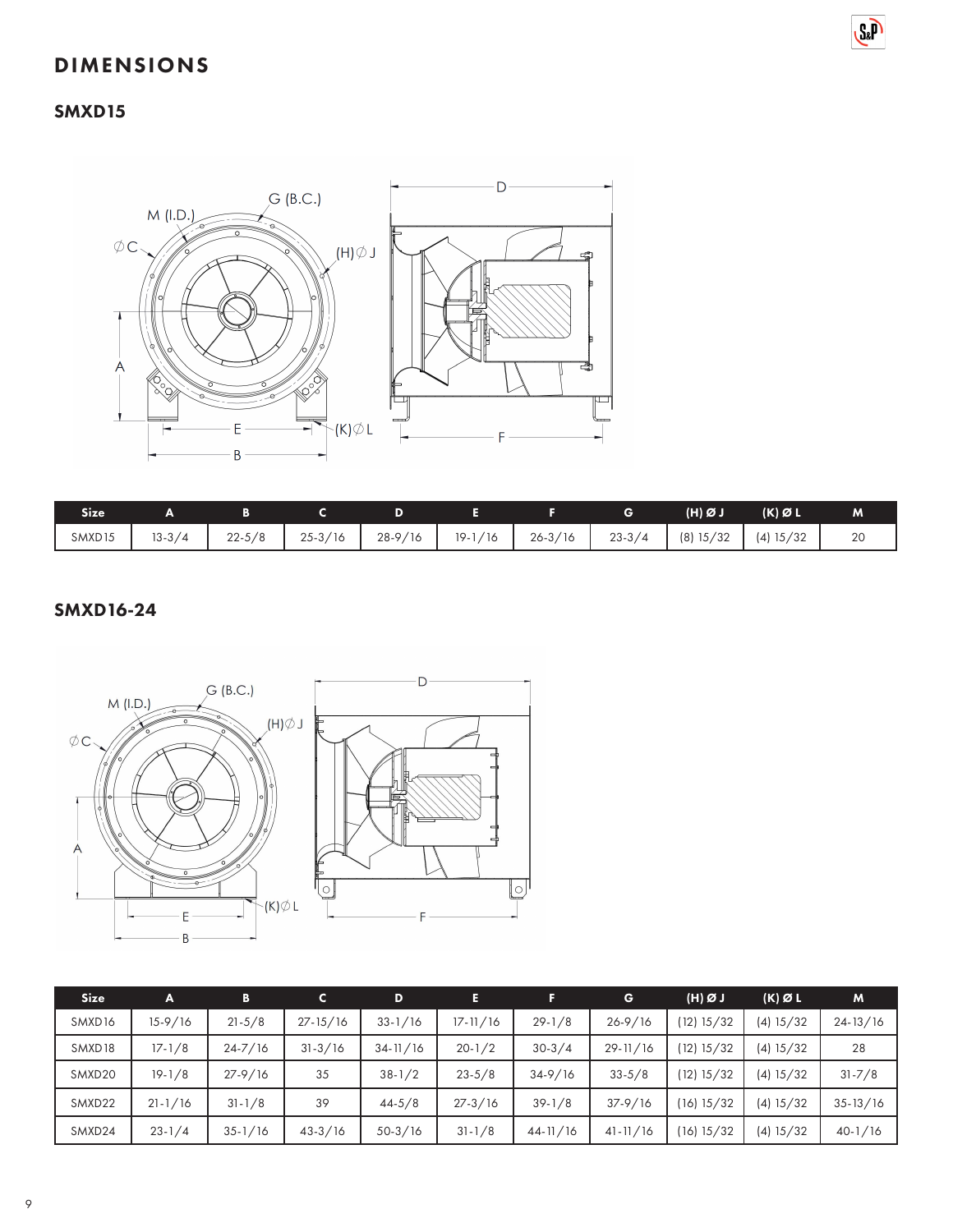# DIMENSIONS

## SMXD15

| Size | A | B | C | D | E | F | G | (H) Ø J | (K) Ø L | M |
|---|---|---|---|---|---|---|---|---|---|---|
| SMXD15 | 13-3/4 | 22-5/8 | 25-3/16 | 28-9/16 | 19-1/16 | 26-3/16 | 23-3/4 | (8) 15/32 | (4) 15/32 | 20 |

## SMXD16-24

| Size | A | B | C | D | E | F | G | (H) Ø J | (K) Ø L | M |
|---|---|---|---|---|---|---|---|---|---|---|
| SMXD16 | 15-9/16 | 21-5/8 | 27-15/16 | 33-1/16 | 17-11/16 | 29-1/8 | 26-9/16 | (12) 15/32 | (4) 15/32 | 24-13/16 |
| SMXD18 | 17-1/8 | 24-7/16 | 31-3/16 | 34-11/16 | 20-1/2 | 30-3/4 | 29-11/16 | (12) 15/32 | (4) 15/32 | 28 |
| SMXD20 | 19-1/8 | 27-9/16 | 35 | 38-1/2 | 23-5/8 | 34-9/16 | 33-5/8 | (12) 15/32 | (4) 15/32 | 31-7/8 |
| SMXD22 | 21-1/16 | 31-1/8 | 39 | 44-5/8 | 27-3/16 | 39-1/8 | 37-9/16 | (16) 15/32 | (4) 15/32 | 35-13/16 |
| SMXD24 | 23-1/4 | 35-1/16 | 43-3/16 | 50-3/16 | 31-1/8 | 44-11/16 | 41-11/16 | (16) 15/32 | (4) 15/32 | 40-1/16 |